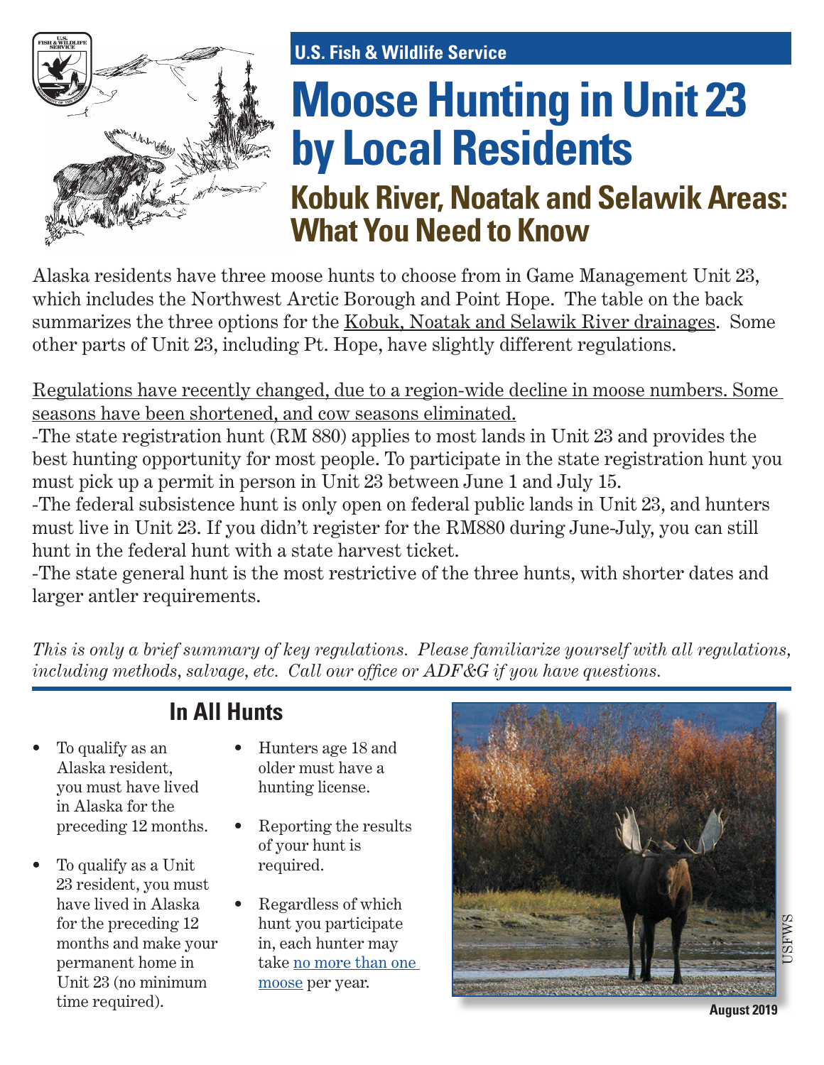U.S. Fish & Wildlife Service

# Moose Hunting in Unit 23 by Local Residents

## Kobuk River, Noatak and Selawik Areas: What You Need to Know

Alaska residents have three moose hunts to choose from in Game Management Unit 23, which includes the Northwest Arctic Borough and Point Hope. The table on the back summarizes the three options for the Kobuk, Noatak and Selawik River drainages. Some other parts of Unit 23, including Pt. Hope, have slightly different regulations.

Regulations have recently changed, due to a region-wide decline in moose numbers. Some seasons have been shortened, and cow seasons eliminated.

-The state registration hunt (RM 880) applies to most lands in Unit 23 and provides the best hunting opportunity for most people. To participate in the state registration hunt you must pick up a permit in person in Unit 23 between June 1 and July 15.

-The federal subsistence hunt is only open on federal public lands in Unit 23, and hunters must live in Unit 23. If you didn't register for the RM880 during June-July, you can still hunt in the federal hunt with a state harvest ticket.

-The state general hunt is the most restrictive of the three hunts, with shorter dates and larger antler requirements.

*This is only a brief summary of key regulations. Please familiarize yourself with all regulations, including methods, salvage, etc. Call our office or ADF&G if you have questions.*

## In All Hunts

- To qualify as an Alaska resident, you must have lived in Alaska for the preceding 12 months.
- To qualify as a Unit 23 resident, you must have lived in Alaska for the preceding 12 months and make your permanent home in Unit 23 (no minimum time required).
- Hunters age 18 and older must have a hunting license.
- Reporting the results of your hunt is required.
- Regardless of which hunt you participate in, each hunter may take no more than one moose per year.

USFWS

August 2019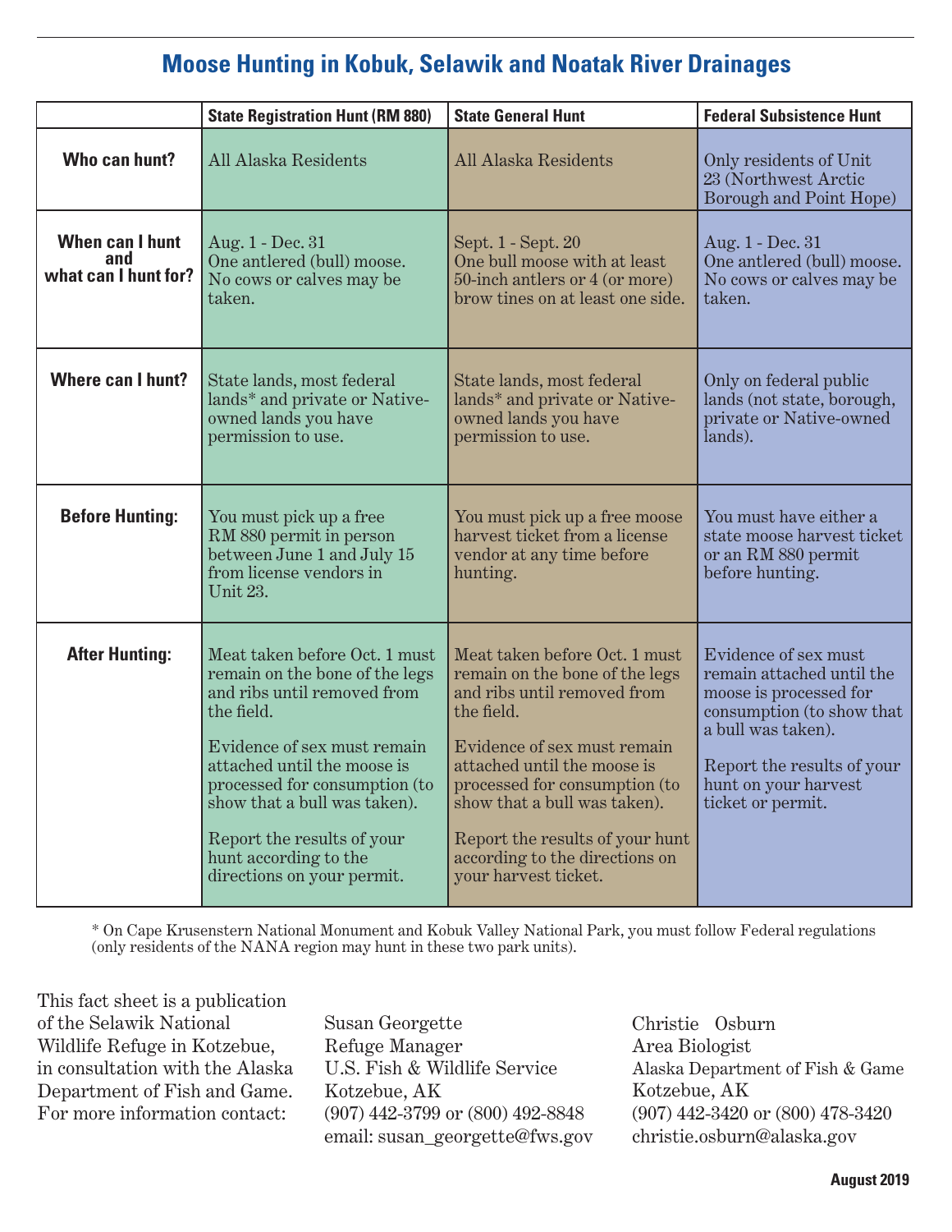## Moose Hunting in Kobuk, Selawik and Noatak River Drainages

| | State Registration Hunt (RM 880) | State General Hunt | Federal Subsistence Hunt |
|---|---|---|---|
| **Who can hunt?** | All Alaska Residents | All Alaska Residents | Only residents of Unit 23 (Northwest Arctic Borough and Point Hope) |
| **When can I hunt and what can I hunt for?** | Aug. 1 - Dec. 31<br>One antlered (bull) moose. No cows or calves may be taken. | Sept. 1 - Sept. 20<br>One bull moose with at least 50-inch antlers or 4 (or more) brow tines on at least one side. | Aug. 1 - Dec. 31<br>One antlered (bull) moose. No cows or calves may be taken. |
| **Where can I hunt?** | State lands, most federal lands* and private or Native-owned lands you have permission to use. | State lands, most federal lands* and private or Native-owned lands you have permission to use. | Only on federal public lands (not state, borough, private or Native-owned lands). |
| **Before Hunting:** | You must pick up a free RM 880 permit in person between June 1 and July 15 from license vendors in Unit 23. | You must pick up a free moose harvest ticket from a license vendor at any time before hunting. | You must have either a state moose harvest ticket or an RM 880 permit before hunting. |
| **After Hunting:** | Meat taken before Oct. 1 must remain on the bone of the legs and ribs until removed from the field.<br><br>Evidence of sex must remain attached until the moose is processed for consumption (to show that a bull was taken).<br><br>Report the results of your hunt according to the directions on your permit. | Meat taken before Oct. 1 must remain on the bone of the legs and ribs until removed from the field.<br><br>Evidence of sex must remain attached until the moose is processed for consumption (to show that a bull was taken).<br><br>Report the results of your hunt according to the directions on your harvest ticket. | Evidence of sex must remain attached until the moose is processed for consumption (to show that a bull was taken).<br><br>Report the results of your hunt on your harvest ticket or permit. |

* On Cape Krusenstern National Monument and Kobuk Valley National Park, you must follow Federal regulations (only residents of the NANA region may hunt in these two park units).

This fact sheet is a publication of the Selawik National Wildlife Refuge in Kotzebue, in consultation with the Alaska Department of Fish and Game. For more information contact:

Susan Georgette
Refuge Manager
U.S. Fish & Wildlife Service
Kotzebue, AK
(907) 442-3799 or (800) 492-8848
email: susan_georgette@fws.gov

Christie Osburn
Area Biologist
Alaska Department of Fish & Game
Kotzebue, AK
(907) 442-3420 or (800) 478-3420
christie.osburn@alaska.gov

August 2019